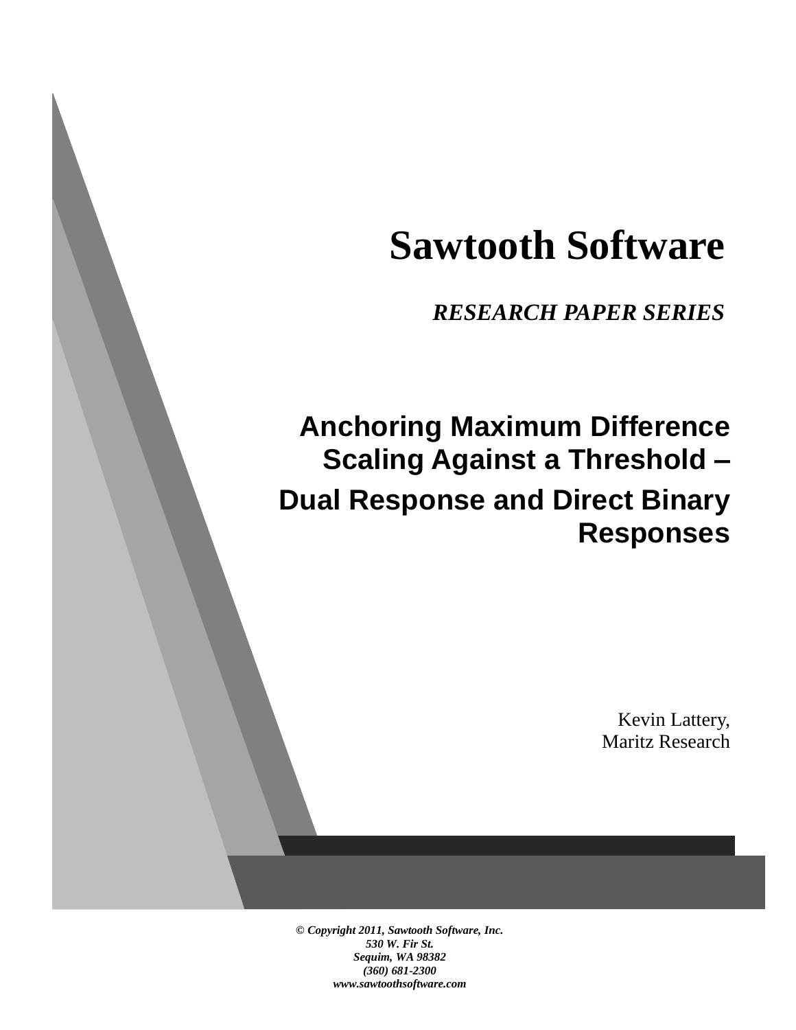# Sawtooth Software

***RESEARCH PAPER SERIES***

## Anchoring Maximum Difference Scaling Against a Threshold – Dual Response and Direct Binary Responses

Kevin Lattery,
Maritz Research

***© Copyright 2011, Sawtooth Software, Inc.***
***530 W. Fir St.***
***Sequim, WA 98382***
***(360) 681-2300***
***www.sawtoothsoftware.com***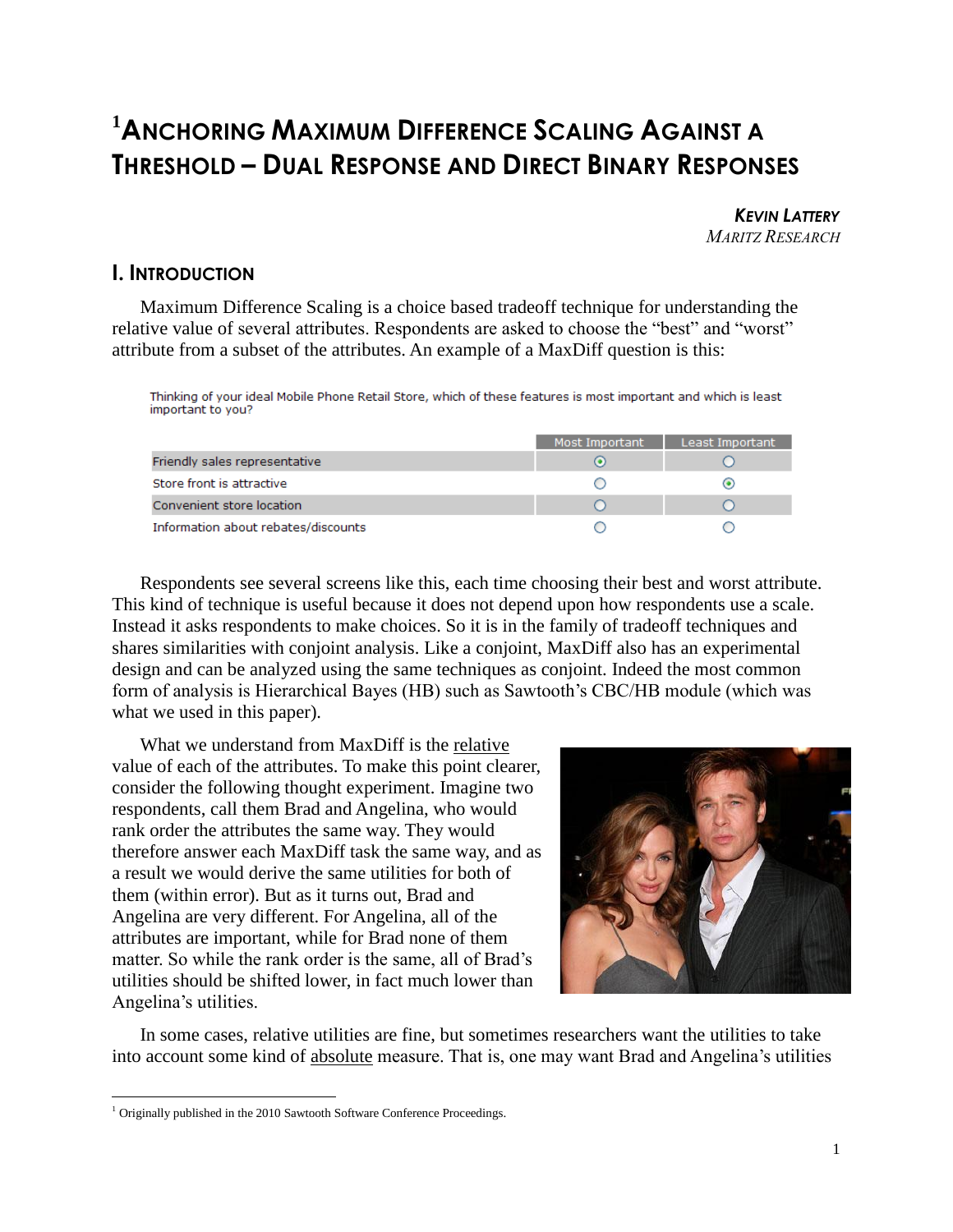# [1]Anchoring Maximum Difference Scaling Against a Threshold – Dual Response and Direct Binary Responses

***Kevin Lattery***
*Maritz Research*

## I. Introduction

Maximum Difference Scaling is a choice based tradeoff technique for understanding the relative value of several attributes. Respondents are asked to choose the "best" and "worst" attribute from a subset of the attributes. An example of a MaxDiff question is this:

Thinking of your ideal Mobile Phone Retail Store, which of these features is most important and which is least important to you?

| | Most Important | Least Important |
|---|---|---|
| Friendly sales representative | ⦿ | ○ |
| Store front is attractive | ○ | ⦿ |
| Convenient store location | ○ | ○ |
| Information about rebates/discounts | ○ | ○ |

Respondents see several screens like this, each time choosing their best and worst attribute. This kind of technique is useful because it does not depend upon how respondents use a scale. Instead it asks respondents to make choices. So it is in the family of tradeoff techniques and shares similarities with conjoint analysis. Like a conjoint, MaxDiff also has an experimental design and can be analyzed using the same techniques as conjoint. Indeed the most common form of analysis is Hierarchical Bayes (HB) such as Sawtooth's CBC/HB module (which was what we used in this paper).

What we understand from MaxDiff is the relative value of each of the attributes. To make this point clearer, consider the following thought experiment. Imagine two respondents, call them Brad and Angelina, who would rank order the attributes the same way. They would therefore answer each MaxDiff task the same way, and as a result we would derive the same utilities for both of them (within error). But as it turns out, Brad and Angelina are very different. For Angelina, all of the attributes are important, while for Brad none of them matter. So while the rank order is the same, all of Brad's utilities should be shifted lower, in fact much lower than Angelina's utilities.

In some cases, relative utilities are fine, but sometimes researchers want the utilities to take into account some kind of absolute measure. That is, one may want Brad and Angelina's utilities

[1] Originally published in the 2010 Sawtooth Software Conference Proceedings.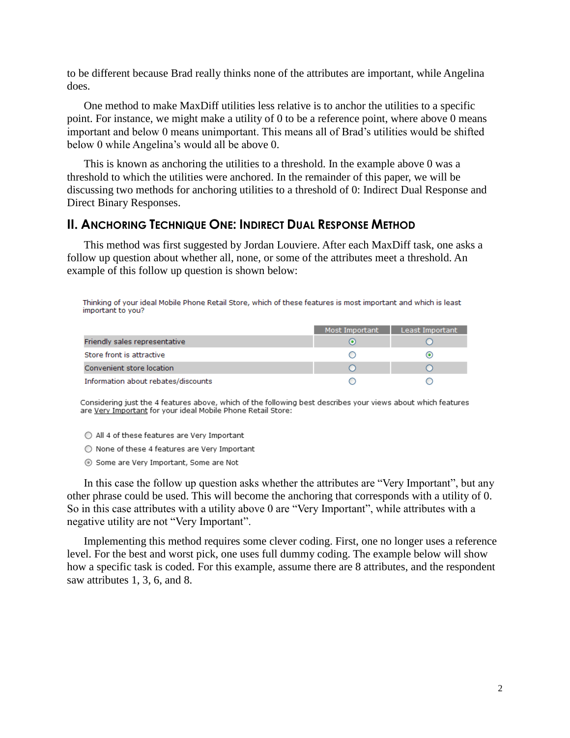to be different because Brad really thinks none of the attributes are important, while Angelina does.

One method to make MaxDiff utilities less relative is to anchor the utilities to a specific point. For instance, we might make a utility of 0 to be a reference point, where above 0 means important and below 0 means unimportant. This means all of Brad's utilities would be shifted below 0 while Angelina's would all be above 0.

This is known as anchoring the utilities to a threshold. In the example above 0 was a threshold to which the utilities were anchored. In the remainder of this paper, we will be discussing two methods for anchoring utilities to a threshold of 0: Indirect Dual Response and Direct Binary Responses.

## II. Anchoring Technique One: Indirect Dual Response Method

This method was first suggested by Jordan Louviere. After each MaxDiff task, one asks a follow up question about whether all, none, or some of the attributes meet a threshold. An example of this follow up question is shown below:

Thinking of your ideal Mobile Phone Retail Store, which of these features is most important and which is least important to you?

| | Most Important | Least Important |
|---|---|---|
| Friendly sales representative | ◉ | ○ |
| Store front is attractive | ○ | ◉ |
| Convenient store location | ○ | ○ |
| Information about rebates/discounts | ○ | ○ |

Considering just the 4 features above, which of the following best describes your views about which features are Very Important for your ideal Mobile Phone Retail Store:

- ○ All 4 of these features are Very Important
- ○ None of these 4 features are Very Important
- ◉ Some are Very Important, Some are Not

In this case the follow up question asks whether the attributes are "Very Important", but any other phrase could be used. This will become the anchoring that corresponds with a utility of 0. So in this case attributes with a utility above 0 are "Very Important", while attributes with a negative utility are not "Very Important".

Implementing this method requires some clever coding. First, one no longer uses a reference level. For the best and worst pick, one uses full dummy coding. The example below will show how a specific task is coded. For this example, assume there are 8 attributes, and the respondent saw attributes 1, 3, 6, and 8.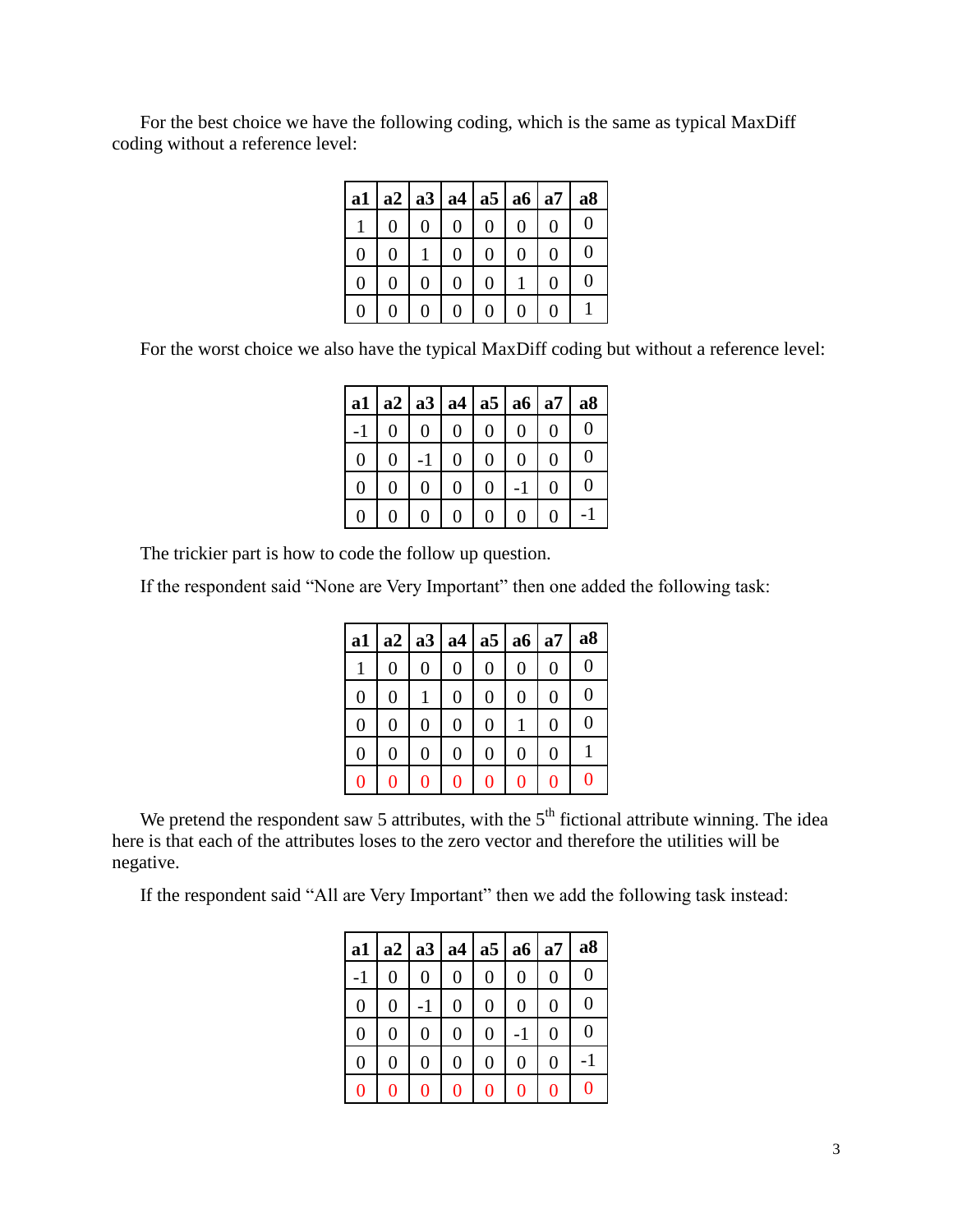For the best choice we have the following coding, which is the same as typical MaxDiff coding without a reference level:

| a1 | a2 | a3 | a4 | a5 | a6 | a7 | a8 |
|---|---|---|---|---|---|---|---|
| 1 | 0 | 0 | 0 | 0 | 0 | 0 | 0 |
| 0 | 0 | 1 | 0 | 0 | 0 | 0 | 0 |
| 0 | 0 | 0 | 0 | 0 | 1 | 0 | 0 |
| 0 | 0 | 0 | 0 | 0 | 0 | 0 | 1 |

For the worst choice we also have the typical MaxDiff coding but without a reference level:

| a1 | a2 | a3 | a4 | a5 | a6 | a7 | a8 |
|---|---|---|---|---|---|---|---|
| -1 | 0 | 0 | 0 | 0 | 0 | 0 | 0 |
| 0 | 0 | -1 | 0 | 0 | 0 | 0 | 0 |
| 0 | 0 | 0 | 0 | 0 | -1 | 0 | 0 |
| 0 | 0 | 0 | 0 | 0 | 0 | 0 | -1 |

The trickier part is how to code the follow up question.

If the respondent said "None are Very Important" then one added the following task:

| a1 | a2 | a3 | a4 | a5 | a6 | a7 | a8 |
|---|---|---|---|---|---|---|---|
| 1 | 0 | 0 | 0 | 0 | 0 | 0 | 0 |
| 0 | 0 | 1 | 0 | 0 | 0 | 0 | 0 |
| 0 | 0 | 0 | 0 | 0 | 1 | 0 | 0 |
| 0 | 0 | 0 | 0 | 0 | 0 | 0 | 1 |
| 0 | 0 | 0 | 0 | 0 | 0 | 0 | 0 |

We pretend the respondent saw 5 attributes, with the 5th fictional attribute winning. The idea here is that each of the attributes loses to the zero vector and therefore the utilities will be negative.

If the respondent said "All are Very Important" then we add the following task instead:

| a1 | a2 | a3 | a4 | a5 | a6 | a7 | a8 |
|---|---|---|---|---|---|---|---|
| -1 | 0 | 0 | 0 | 0 | 0 | 0 | 0 |
| 0 | 0 | -1 | 0 | 0 | 0 | 0 | 0 |
| 0 | 0 | 0 | 0 | 0 | -1 | 0 | 0 |
| 0 | 0 | 0 | 0 | 0 | 0 | 0 | -1 |
| 0 | 0 | 0 | 0 | 0 | 0 | 0 | 0 |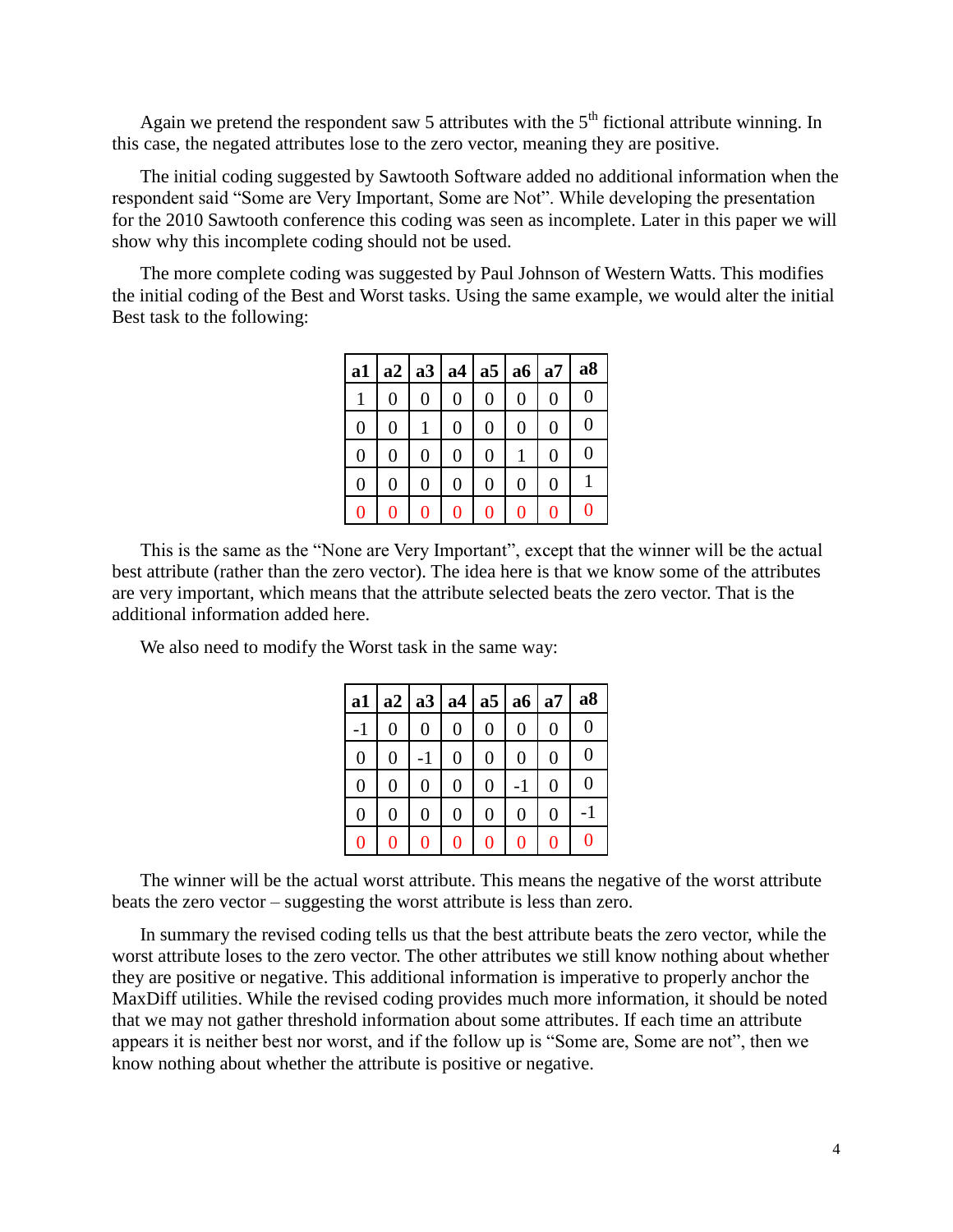Again we pretend the respondent saw 5 attributes with the 5th fictional attribute winning. In this case, the negated attributes lose to the zero vector, meaning they are positive.

The initial coding suggested by Sawtooth Software added no additional information when the respondent said “Some are Very Important, Some are Not”. While developing the presentation for the 2010 Sawtooth conference this coding was seen as incomplete. Later in this paper we will show why this incomplete coding should not be used.

The more complete coding was suggested by Paul Johnson of Western Watts. This modifies the initial coding of the Best and Worst tasks. Using the same example, we would alter the initial Best task to the following:

| a1 | a2 | a3 | a4 | a5 | a6 | a7 | a8 |
|---|---|---|---|---|---|---|---|
| 1 | 0 | 0 | 0 | 0 | 0 | 0 | 0 |
| 0 | 0 | 1 | 0 | 0 | 0 | 0 | 0 |
| 0 | 0 | 0 | 0 | 0 | 1 | 0 | 0 |
| 0 | 0 | 0 | 0 | 0 | 0 | 0 | 1 |
| 0 | 0 | 0 | 0 | 0 | 0 | 0 | 0 |

This is the same as the “None are Very Important”, except that the winner will be the actual best attribute (rather than the zero vector). The idea here is that we know some of the attributes are very important, which means that the attribute selected beats the zero vector. That is the additional information added here.

We also need to modify the Worst task in the same way:

| a1 | a2 | a3 | a4 | a5 | a6 | a7 | a8 |
|---|---|---|---|---|---|---|---|
| -1 | 0 | 0 | 0 | 0 | 0 | 0 | 0 |
| 0 | 0 | -1 | 0 | 0 | 0 | 0 | 0 |
| 0 | 0 | 0 | 0 | 0 | -1 | 0 | 0 |
| 0 | 0 | 0 | 0 | 0 | 0 | 0 | -1 |
| 0 | 0 | 0 | 0 | 0 | 0 | 0 | 0 |

The winner will be the actual worst attribute. This means the negative of the worst attribute beats the zero vector – suggesting the worst attribute is less than zero.

In summary the revised coding tells us that the best attribute beats the zero vector, while the worst attribute loses to the zero vector. The other attributes we still know nothing about whether they are positive or negative. This additional information is imperative to properly anchor the MaxDiff utilities. While the revised coding provides much more information, it should be noted that we may not gather threshold information about some attributes. If each time an attribute appears it is neither best nor worst, and if the follow up is “Some are, Some are not”, then we know nothing about whether the attribute is positive or negative.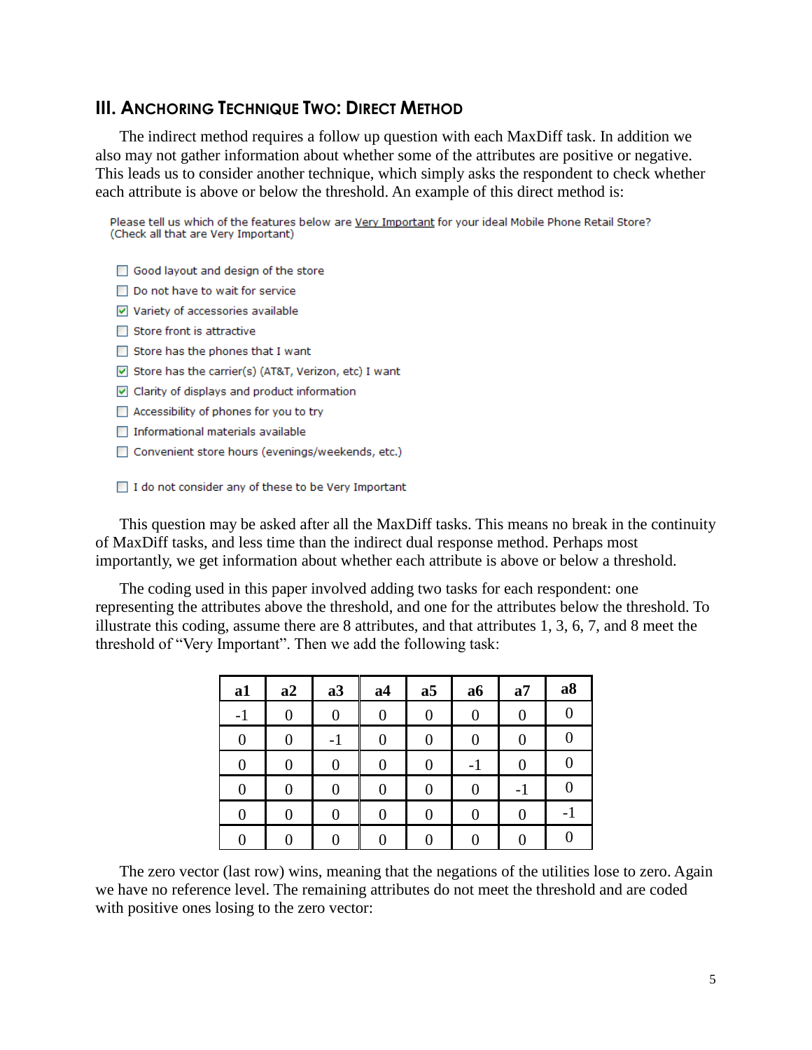## III. Anchoring Technique Two: Direct Method

The indirect method requires a follow up question with each MaxDiff task. In addition we also may not gather information about whether some of the attributes are positive or negative. This leads us to consider another technique, which simply asks the respondent to check whether each attribute is above or below the threshold. An example of this direct method is:

Please tell us which of the features below are <u>Very Important</u> for your ideal Mobile Phone Retail Store? (Check all that are Very Important)

- [ ] Good layout and design of the store
- [ ] Do not have to wait for service
- [x] Variety of accessories available
- [ ] Store front is attractive
- [ ] Store has the phones that I want
- [x] Store has the carrier(s) (AT&T, Verizon, etc) I want
- [x] Clarity of displays and product information
- [ ] Accessibility of phones for you to try
- [ ] Informational materials available
- [ ] Convenient store hours (evenings/weekends, etc.)

- [ ] I do not consider any of these to be Very Important

This question may be asked after all the MaxDiff tasks. This means no break in the continuity of MaxDiff tasks, and less time than the indirect dual response method. Perhaps most importantly, we get information about whether each attribute is above or below a threshold.

The coding used in this paper involved adding two tasks for each respondent: one representing the attributes above the threshold, and one for the attributes below the threshold. To illustrate this coding, assume there are 8 attributes, and that attributes 1, 3, 6, 7, and 8 meet the threshold of "Very Important". Then we add the following task:

| a1 | a2 | a3 | a4 | a5 | a6 | a7 | a8 |
|---|---|---|---|---|---|---|---|
| -1 | 0 | 0 | 0 | 0 | 0 | 0 | 0 |
| 0 | 0 | -1 | 0 | 0 | 0 | 0 | 0 |
| 0 | 0 | 0 | 0 | 0 | -1 | 0 | 0 |
| 0 | 0 | 0 | 0 | 0 | 0 | -1 | 0 |
| 0 | 0 | 0 | 0 | 0 | 0 | 0 | -1 |
| 0 | 0 | 0 | 0 | 0 | 0 | 0 | 0 |

The zero vector (last row) wins, meaning that the negations of the utilities lose to zero. Again we have no reference level. The remaining attributes do not meet the threshold and are coded with positive ones losing to the zero vector: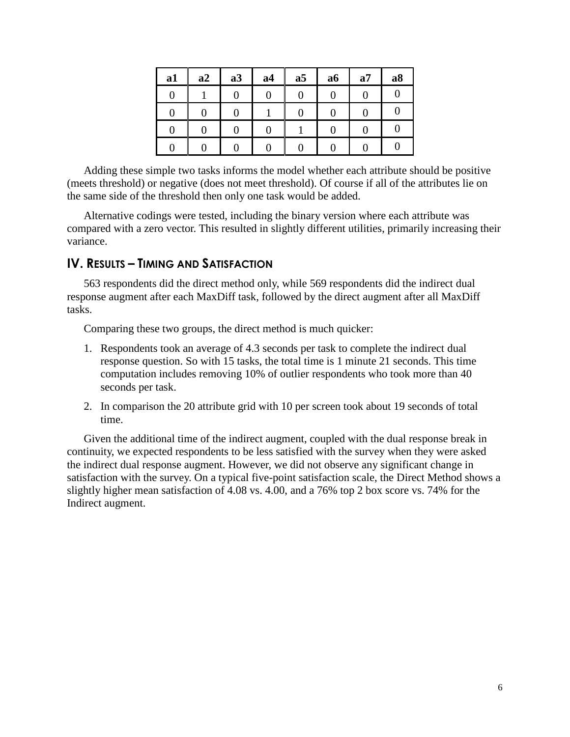| a1 | a2 | a3 | a4 | a5 | a6 | a7 | a8 |
|---|---|---|---|---|---|---|---|
| 0 | 1 | 0 | 0 | 0 | 0 | 0 | 0 |
| 0 | 0 | 0 | 1 | 0 | 0 | 0 | 0 |
| 0 | 0 | 0 | 0 | 1 | 0 | 0 | 0 |
| 0 | 0 | 0 | 0 | 0 | 0 | 0 | 0 |

Adding these simple two tasks informs the model whether each attribute should be positive (meets threshold) or negative (does not meet threshold). Of course if all of the attributes lie on the same side of the threshold then only one task would be added.

Alternative codings were tested, including the binary version where each attribute was compared with a zero vector. This resulted in slightly different utilities, primarily increasing their variance.

## IV. Results – Timing and Satisfaction

563 respondents did the direct method only, while 569 respondents did the indirect dual response augment after each MaxDiff task, followed by the direct augment after all MaxDiff tasks.

Comparing these two groups, the direct method is much quicker:

1. Respondents took an average of 4.3 seconds per task to complete the indirect dual response question. So with 15 tasks, the total time is 1 minute 21 seconds. This time computation includes removing 10% of outlier respondents who took more than 40 seconds per task.
2. In comparison the 20 attribute grid with 10 per screen took about 19 seconds of total time.

Given the additional time of the indirect augment, coupled with the dual response break in continuity, we expected respondents to be less satisfied with the survey when they were asked the indirect dual response augment. However, we did not observe any significant change in satisfaction with the survey. On a typical five-point satisfaction scale, the Direct Method shows a slightly higher mean satisfaction of 4.08 vs. 4.00, and a 76% top 2 box score vs. 74% for the Indirect augment.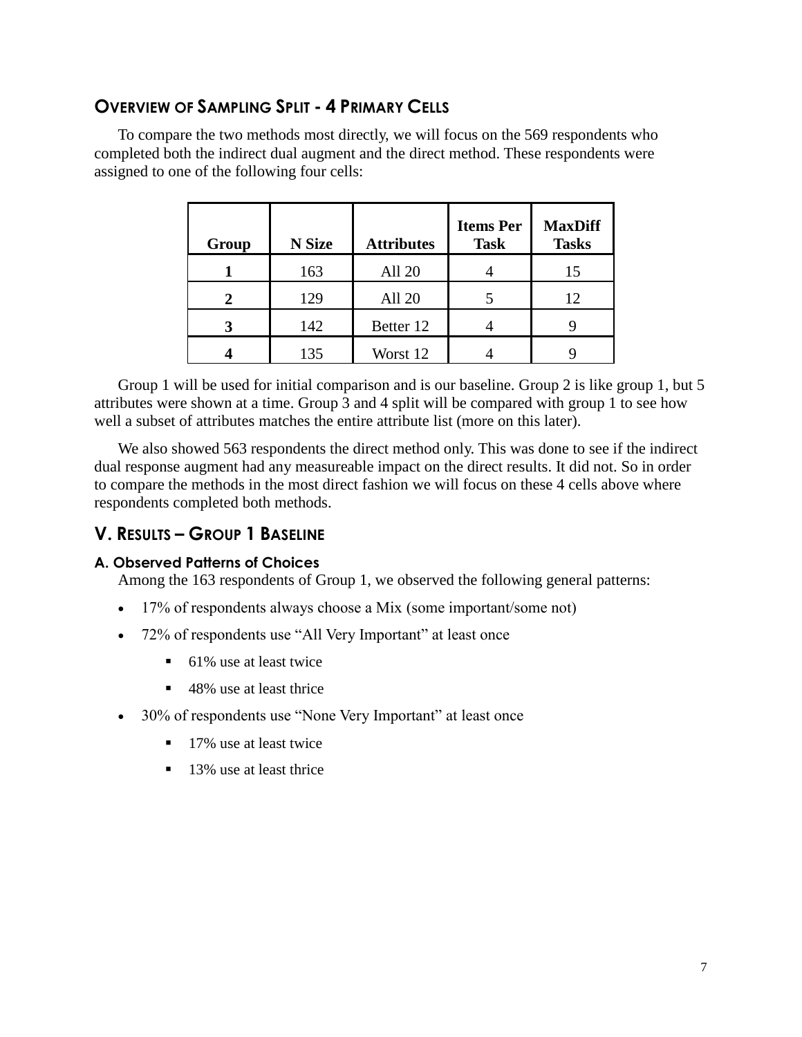## Overview of Sampling Split - 4 Primary Cells

To compare the two methods most directly, we will focus on the 569 respondents who completed both the indirect dual augment and the direct method. These respondents were assigned to one of the following four cells:

| Group | N Size | Attributes | Items Per Task | MaxDiff Tasks |
|---|---|---|---|---|
| **1** | 163 | All 20 | 4 | 15 |
| **2** | 129 | All 20 | 5 | 12 |
| **3** | 142 | Better 12 | 4 | 9 |
| **4** | 135 | Worst 12 | 4 | 9 |

Group 1 will be used for initial comparison and is our baseline. Group 2 is like group 1, but 5 attributes were shown at a time. Group 3 and 4 split will be compared with group 1 to see how well a subset of attributes matches the entire attribute list (more on this later).

We also showed 563 respondents the direct method only. This was done to see if the indirect dual response augment had any measureable impact on the direct results. It did not. So in order to compare the methods in the most direct fashion we will focus on these 4 cells above where respondents completed both methods.

## V. Results – Group 1 Baseline

### A. Observed Patterns of Choices

Among the 163 respondents of Group 1, we observed the following general patterns:

- 17% of respondents always choose a Mix (some important/some not)
- 72% of respondents use "All Very Important" at least once
  - 61% use at least twice
  - 48% use at least thrice
- 30% of respondents use "None Very Important" at least once
  - 17% use at least twice
  - 13% use at least thrice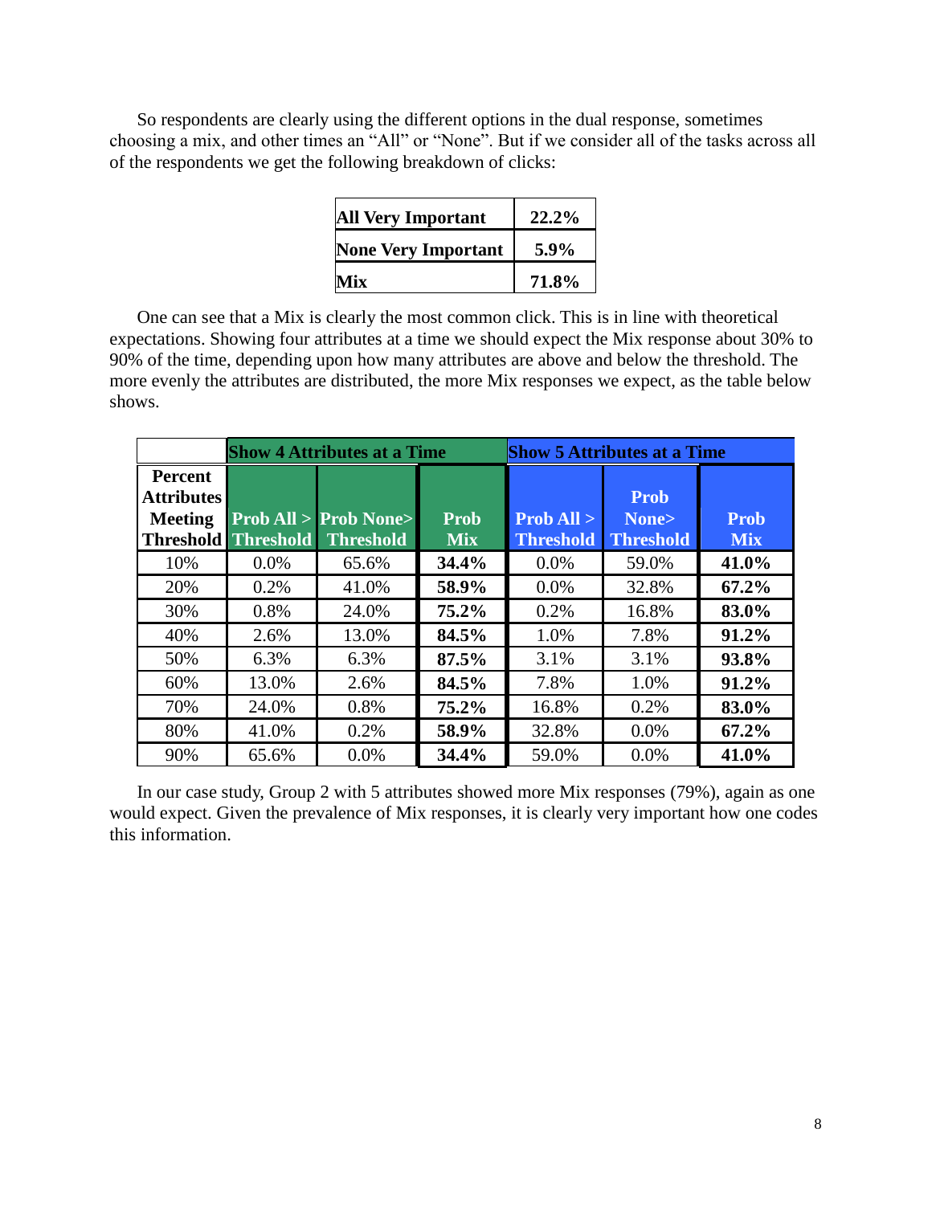So respondents are clearly using the different options in the dual response, sometimes choosing a mix, and other times an "All" or "None". But if we consider all of the tasks across all of the respondents we get the following breakdown of clicks:

| | |
|---|---|
| **All Very Important** | **22.2%** |
| **None Very Important** | **5.9%** |
| **Mix** | **71.8%** |

One can see that a Mix is clearly the most common click. This is in line with theoretical expectations. Showing four attributes at a time we should expect the Mix response about 30% to 90% of the time, depending upon how many attributes are above and below the threshold. The more evenly the attributes are distributed, the more Mix responses we expect, as the table below shows.

| | **Show 4 Attributes at a Time** | | | **Show 5 Attributes at a Time** | | |
|---|---|---|---|---|---|---|
| **Percent Attributes Meeting Threshold** | **Prob All > Threshold** | **Prob None> Threshold** | **Prob Mix** | **Prob All > Threshold** | **Prob None> Threshold** | **Prob Mix** |
| 10% | 0.0% | 65.6% | **34.4%** | 0.0% | 59.0% | **41.0%** |
| 20% | 0.2% | 41.0% | **58.9%** | 0.0% | 32.8% | **67.2%** |
| 30% | 0.8% | 24.0% | **75.2%** | 0.2% | 16.8% | **83.0%** |
| 40% | 2.6% | 13.0% | **84.5%** | 1.0% | 7.8% | **91.2%** |
| 50% | 6.3% | 6.3% | **87.5%** | 3.1% | 3.1% | **93.8%** |
| 60% | 13.0% | 2.6% | **84.5%** | 7.8% | 1.0% | **91.2%** |
| 70% | 24.0% | 0.8% | **75.2%** | 16.8% | 0.2% | **83.0%** |
| 80% | 41.0% | 0.2% | **58.9%** | 32.8% | 0.0% | **67.2%** |
| 90% | 65.6% | 0.0% | **34.4%** | 59.0% | 0.0% | **41.0%** |

In our case study, Group 2 with 5 attributes showed more Mix responses (79%), again as one would expect. Given the prevalence of Mix responses, it is clearly very important how one codes this information.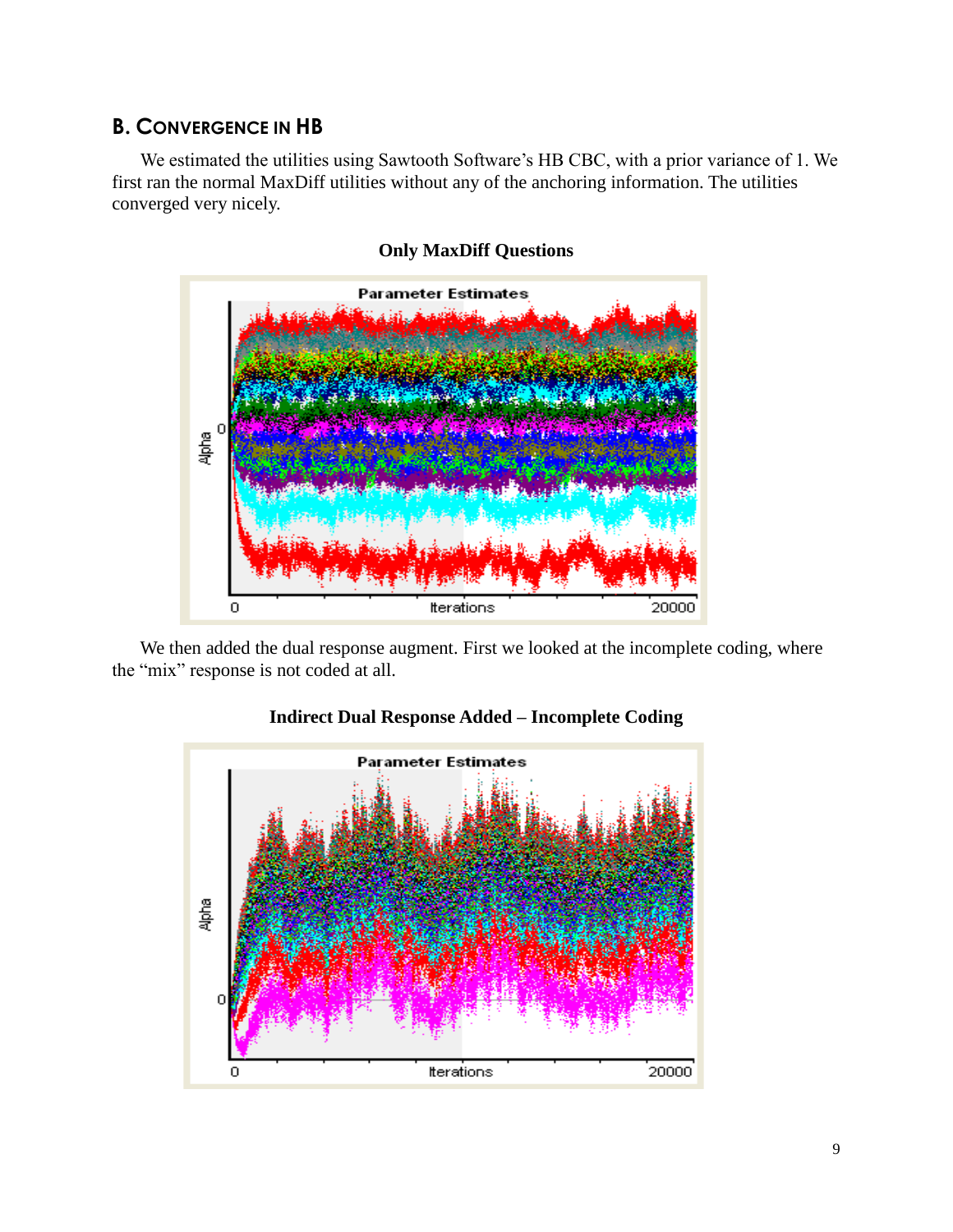## B. Convergence in HB

We estimated the utilities using Sawtooth Software's HB CBC, with a prior variance of 1. We first ran the normal MaxDiff utilities without any of the anchoring information. The utilities converged very nicely.

**Only MaxDiff Questions**

We then added the dual response augment. First we looked at the incomplete coding, where the "mix" response is not coded at all.

**Indirect Dual Response Added – Incomplete Coding**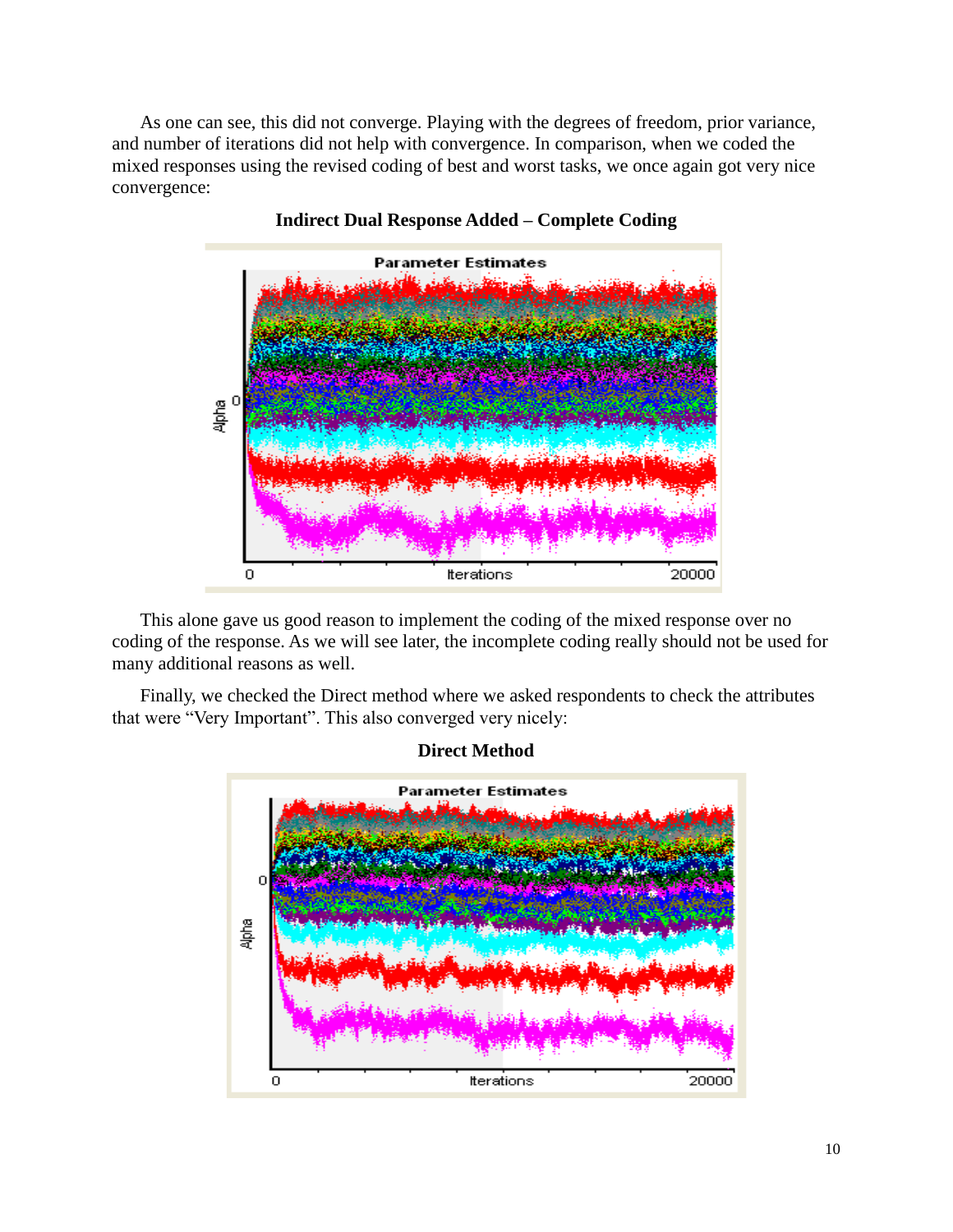As one can see, this did not converge. Playing with the degrees of freedom, prior variance, and number of iterations did not help with convergence. In comparison, when we coded the mixed responses using the revised coding of best and worst tasks, we once again got very nice convergence:

**Indirect Dual Response Added – Complete Coding**

This alone gave us good reason to implement the coding of the mixed response over no coding of the response. As we will see later, the incomplete coding really should not be used for many additional reasons as well.

Finally, we checked the Direct method where we asked respondents to check the attributes that were "Very Important". This also converged very nicely:

**Direct Method**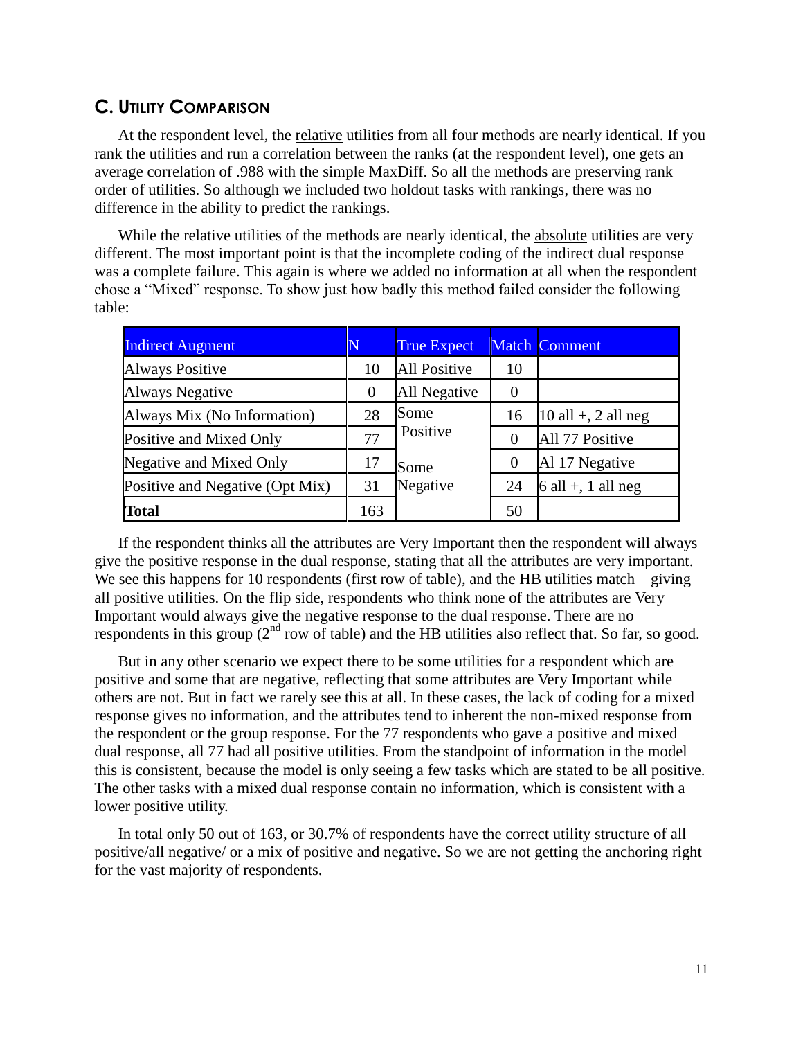## C. Utility Comparison

At the respondent level, the relative utilities from all four methods are nearly identical. If you rank the utilities and run a correlation between the ranks (at the respondent level), one gets an average correlation of .988 with the simple MaxDiff. So all the methods are preserving rank order of utilities. So although we included two holdout tasks with rankings, there was no difference in the ability to predict the rankings.

While the relative utilities of the methods are nearly identical, the absolute utilities are very different. The most important point is that the incomplete coding of the indirect dual response was a complete failure. This again is where we added no information at all when the respondent chose a "Mixed" response. To show just how badly this method failed consider the following table:

| Indirect Augment | N | True Expect | Match | Comment |
|---|---|---|---|---|
| Always Positive | 10 | All Positive | 10 | |
| Always Negative | 0 | All Negative | 0 | |
| Always Mix (No Information) | 28 | Some Positive | 16 | 10 all +, 2 all neg |
| Positive and Mixed Only | 77 | | 0 | All 77 Positive |
| Negative and Mixed Only | 17 | Some Negative | 0 | Al 17 Negative |
| Positive and Negative (Opt Mix) | 31 | | 24 | 6 all +, 1 all neg |
| **Total** | 163 | | 50 | |

If the respondent thinks all the attributes are Very Important then the respondent will always give the positive response in the dual response, stating that all the attributes are very important. We see this happens for 10 respondents (first row of table), and the HB utilities match – giving all positive utilities. On the flip side, respondents who think none of the attributes are Very Important would always give the negative response to the dual response. There are no respondents in this group (2nd row of table) and the HB utilities also reflect that. So far, so good.

But in any other scenario we expect there to be some utilities for a respondent which are positive and some that are negative, reflecting that some attributes are Very Important while others are not. But in fact we rarely see this at all. In these cases, the lack of coding for a mixed response gives no information, and the attributes tend to inherent the non-mixed response from the respondent or the group response. For the 77 respondents who gave a positive and mixed dual response, all 77 had all positive utilities. From the standpoint of information in the model this is consistent, because the model is only seeing a few tasks which are stated to be all positive. The other tasks with a mixed dual response contain no information, which is consistent with a lower positive utility.

In total only 50 out of 163, or 30.7% of respondents have the correct utility structure of all positive/all negative/ or a mix of positive and negative. So we are not getting the anchoring right for the vast majority of respondents.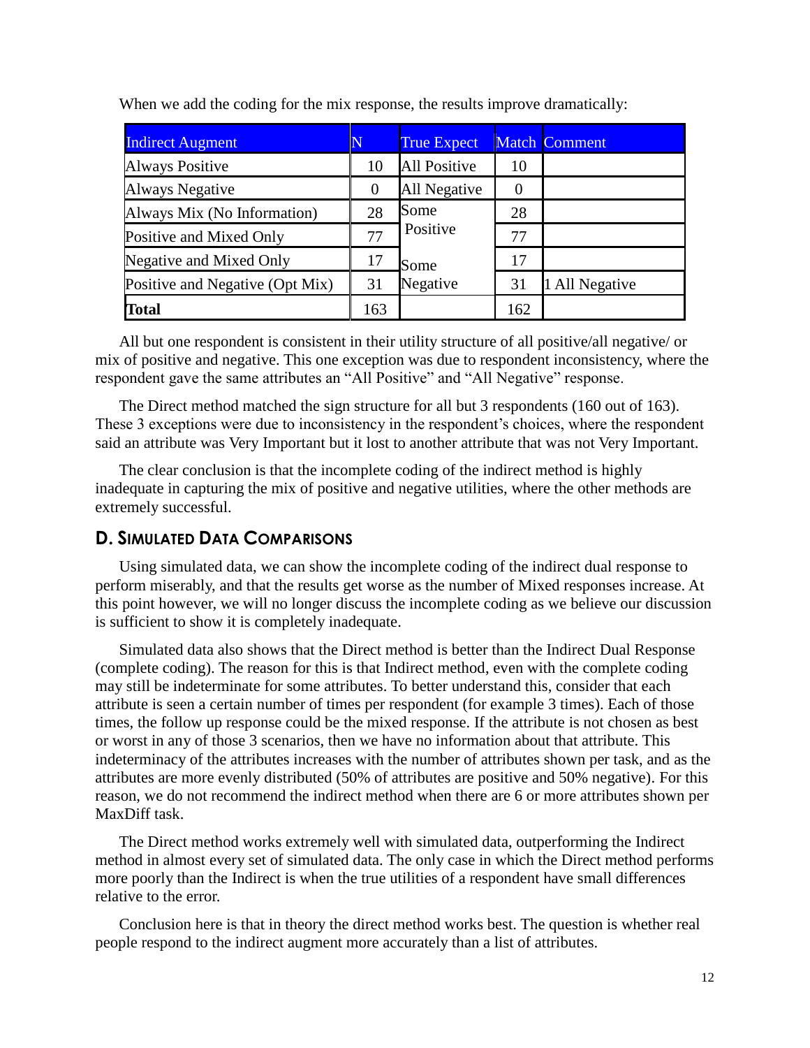When we add the coding for the mix response, the results improve dramatically:

| Indirect Augment | N | True Expect | Match | Comment |
|---|---|---|---|---|
| Always Positive | 10 | All Positive | 10 | |
| Always Negative | 0 | All Negative | 0 | |
| Always Mix (No Information) | 28 | Some Positive Some Negative | 28 | |
| Positive and Mixed Only | 77 | | 77 | |
| Negative and Mixed Only | 17 | | 17 | |
| Positive and Negative (Opt Mix) | 31 | | 31 | 1 All Negative |
| **Total** | 163 | | 162 | |

All but one respondent is consistent in their utility structure of all positive/all negative/ or mix of positive and negative. This one exception was due to respondent inconsistency, where the respondent gave the same attributes an "All Positive" and "All Negative" response.

The Direct method matched the sign structure for all but 3 respondents (160 out of 163). These 3 exceptions were due to inconsistency in the respondent's choices, where the respondent said an attribute was Very Important but it lost to another attribute that was not Very Important.

The clear conclusion is that the incomplete coding of the indirect method is highly inadequate in capturing the mix of positive and negative utilities, where the other methods are extremely successful.

### D. Simulated Data Comparisons

Using simulated data, we can show the incomplete coding of the indirect dual response to perform miserably, and that the results get worse as the number of Mixed responses increase. At this point however, we will no longer discuss the incomplete coding as we believe our discussion is sufficient to show it is completely inadequate.

Simulated data also shows that the Direct method is better than the Indirect Dual Response (complete coding). The reason for this is that Indirect method, even with the complete coding may still be indeterminate for some attributes. To better understand this, consider that each attribute is seen a certain number of times per respondent (for example 3 times). Each of those times, the follow up response could be the mixed response. If the attribute is not chosen as best or worst in any of those 3 scenarios, then we have no information about that attribute. This indeterminacy of the attributes increases with the number of attributes shown per task, and as the attributes are more evenly distributed (50% of attributes are positive and 50% negative). For this reason, we do not recommend the indirect method when there are 6 or more attributes shown per MaxDiff task.

The Direct method works extremely well with simulated data, outperforming the Indirect method in almost every set of simulated data. The only case in which the Direct method performs more poorly than the Indirect is when the true utilities of a respondent have small differences relative to the error.

Conclusion here is that in theory the direct method works best. The question is whether real people respond to the indirect augment more accurately than a list of attributes.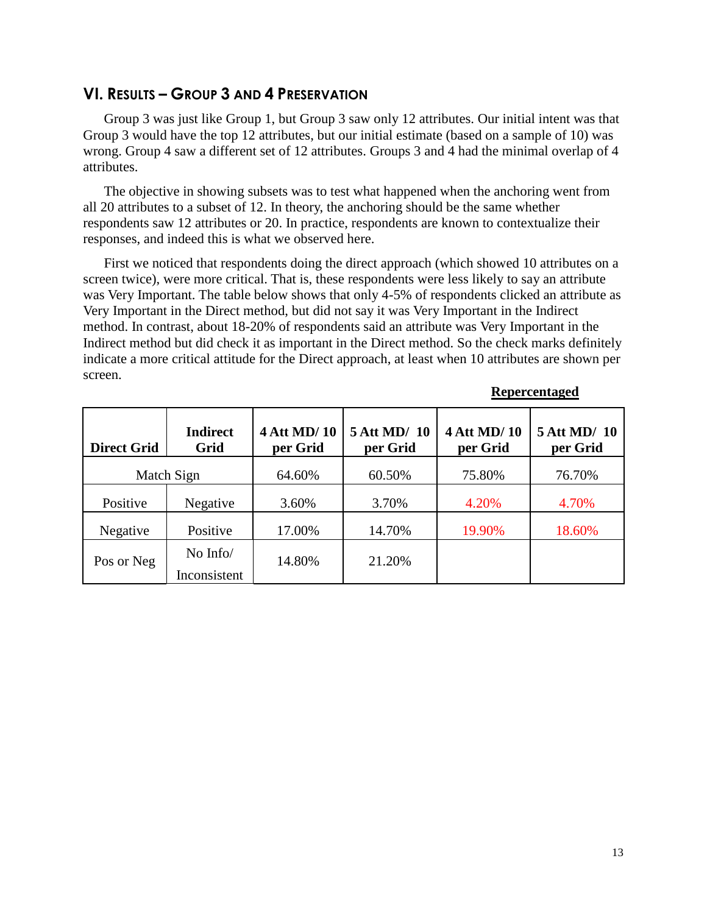## VI. Results – Group 3 and 4 Preservation

Group 3 was just like Group 1, but Group 3 saw only 12 attributes. Our initial intent was that Group 3 would have the top 12 attributes, but our initial estimate (based on a sample of 10) was wrong. Group 4 saw a different set of 12 attributes. Groups 3 and 4 had the minimal overlap of 4 attributes.

The objective in showing subsets was to test what happened when the anchoring went from all 20 attributes to a subset of 12. In theory, the anchoring should be the same whether respondents saw 12 attributes or 20. In practice, respondents are known to contextualize their responses, and indeed this is what we observed here.

First we noticed that respondents doing the direct approach (which showed 10 attributes on a screen twice), were more critical. That is, these respondents were less likely to say an attribute was Very Important. The table below shows that only 4-5% of respondents clicked an attribute as Very Important in the Direct method, but did not say it was Very Important in the Indirect method. In contrast, about 18-20% of respondents said an attribute was Very Important in the Indirect method but did check it as important in the Direct method. So the check marks definitely indicate a more critical attitude for the Direct approach, at least when 10 attributes are shown per screen.

| | | | | **Repercentaged** | |
|---|---|---|---|---|---|
| **Direct Grid** | **Indirect Grid** | **4 Att MD/ 10 per Grid** | **5 Att MD/ 10 per Grid** | **4 Att MD/ 10 per Grid** | **5 Att MD/ 10 per Grid** |
| Match Sign | | 64.60% | 60.50% | 75.80% | 76.70% |
| Positive | Negative | 3.60% | 3.70% | 4.20% | 4.70% |
| Negative | Positive | 17.00% | 14.70% | 19.90% | 18.60% |
| Pos or Neg | No Info/ Inconsistent | 14.80% | 21.20% | | |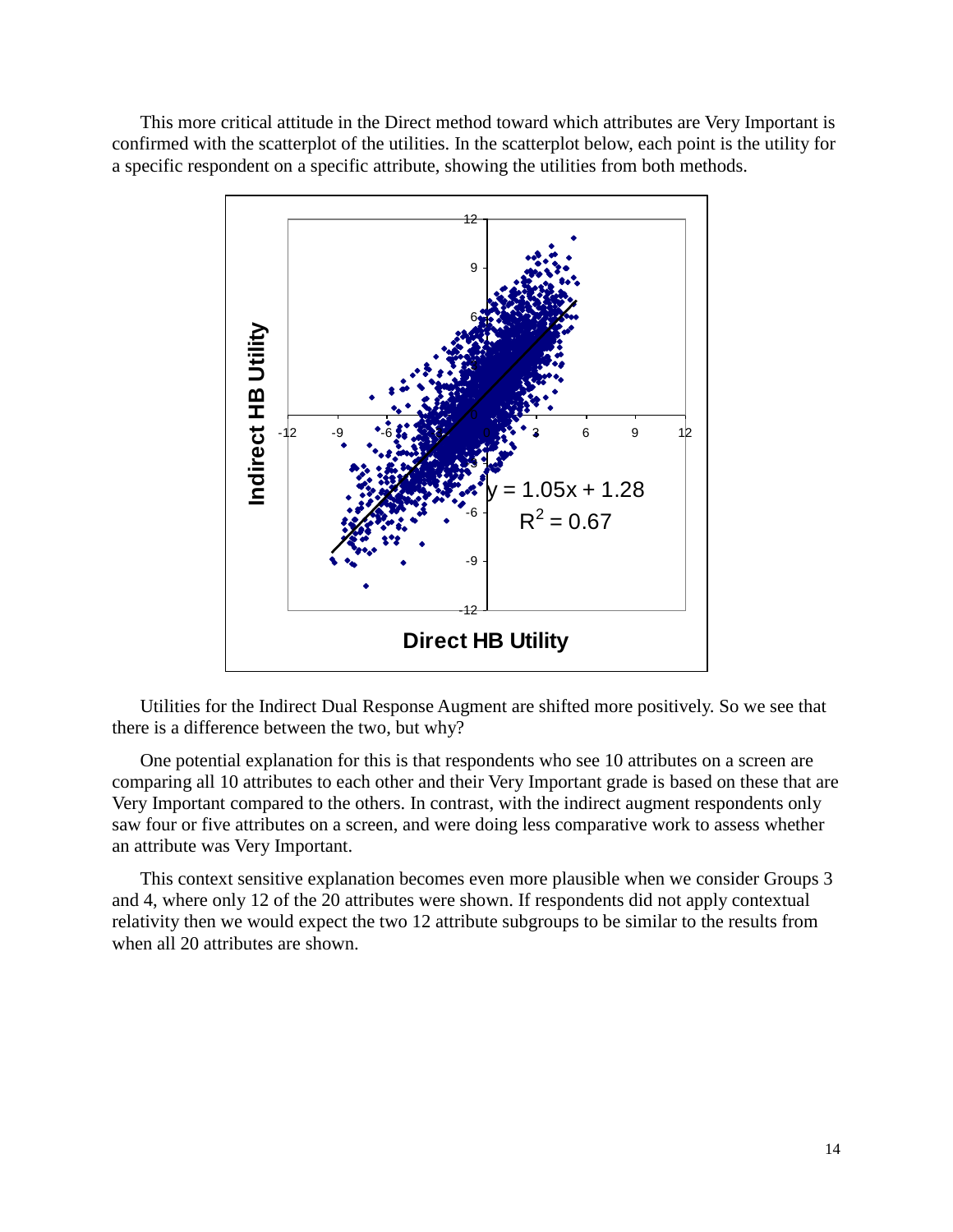This more critical attitude in the Direct method toward which attributes are Very Important is confirmed with the scatterplot of the utilities. In the scatterplot below, each point is the utility for a specific respondent on a specific attribute, showing the utilities from both methods.

Utilities for the Indirect Dual Response Augment are shifted more positively. So we see that there is a difference between the two, but why?

One potential explanation for this is that respondents who see 10 attributes on a screen are comparing all 10 attributes to each other and their Very Important grade is based on these that are Very Important compared to the others. In contrast, with the indirect augment respondents only saw four or five attributes on a screen, and were doing less comparative work to assess whether an attribute was Very Important.

This context sensitive explanation becomes even more plausible when we consider Groups 3 and 4, where only 12 of the 20 attributes were shown. If respondents did not apply contextual relativity then we would expect the two 12 attribute subgroups to be similar to the results from when all 20 attributes are shown.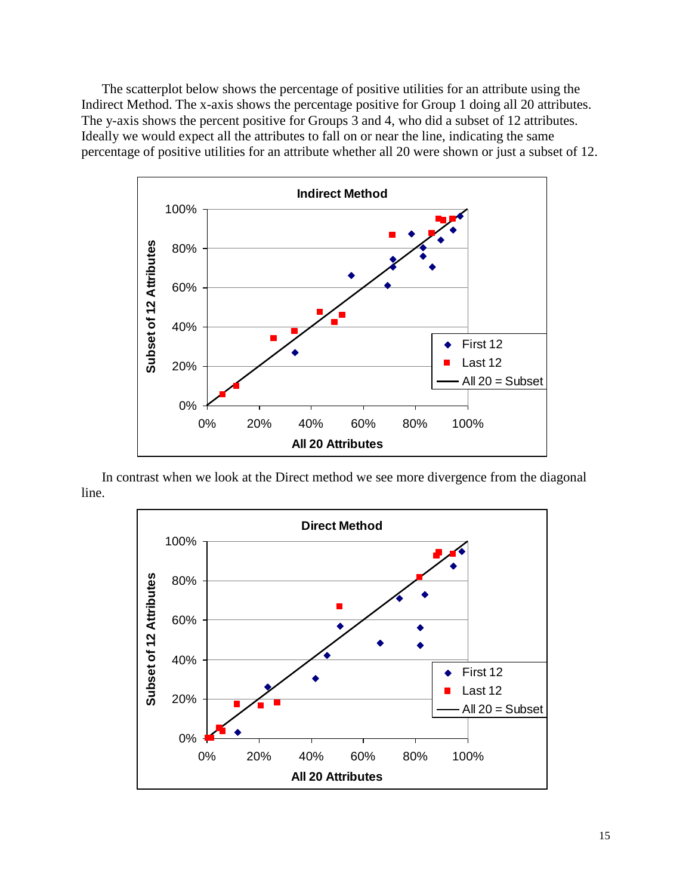The scatterplot below shows the percentage of positive utilities for an attribute using the Indirect Method. The x-axis shows the percentage positive for Group 1 doing all 20 attributes. The y-axis shows the percent positive for Groups 3 and 4, who did a subset of 12 attributes. Ideally we would expect all the attributes to fall on or near the line, indicating the same percentage of positive utilities for an attribute whether all 20 were shown or just a subset of 12.

In contrast when we look at the Direct method we see more divergence from the diagonal line.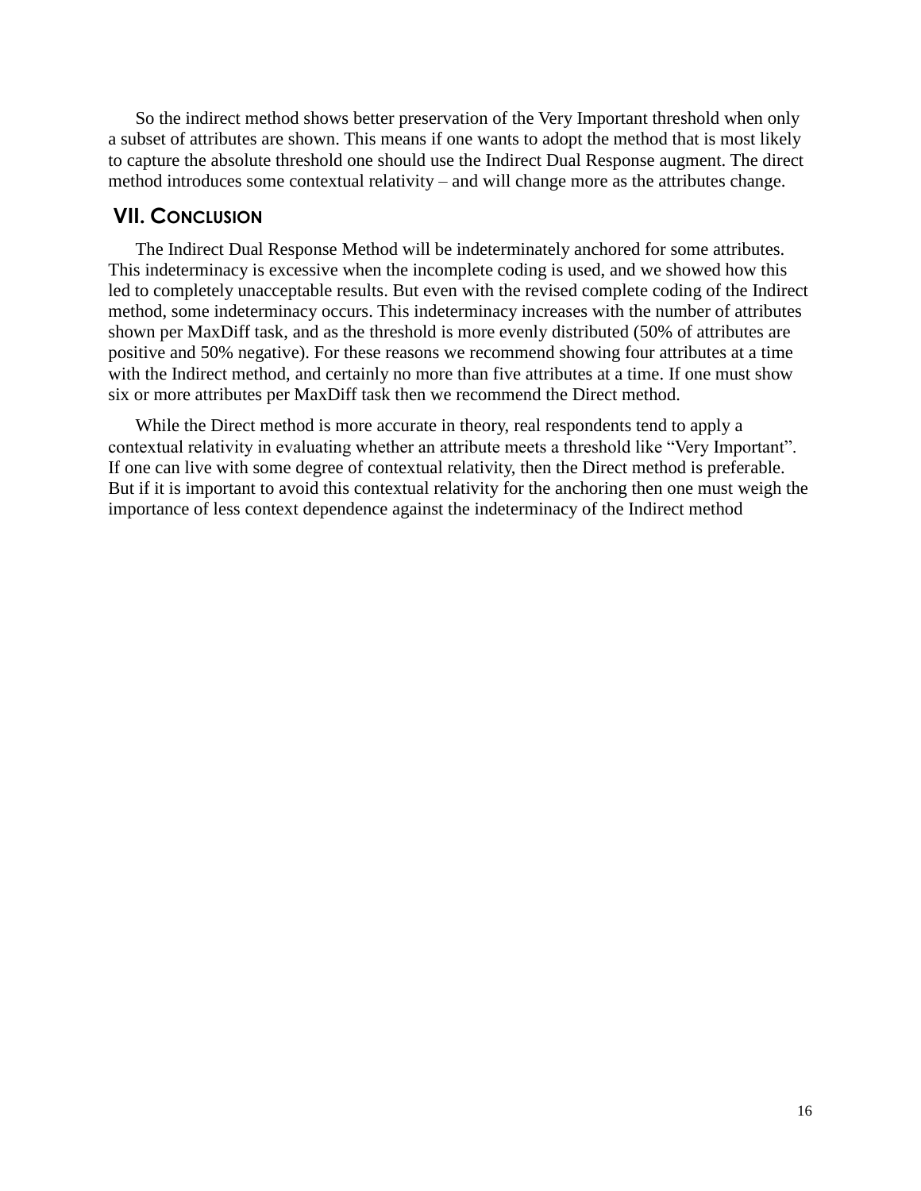So the indirect method shows better preservation of the Very Important threshold when only a subset of attributes are shown. This means if one wants to adopt the method that is most likely to capture the absolute threshold one should use the Indirect Dual Response augment. The direct method introduces some contextual relativity – and will change more as the attributes change.

## VII. Conclusion

The Indirect Dual Response Method will be indeterminately anchored for some attributes. This indeterminacy is excessive when the incomplete coding is used, and we showed how this led to completely unacceptable results. But even with the revised complete coding of the Indirect method, some indeterminacy occurs. This indeterminacy increases with the number of attributes shown per MaxDiff task, and as the threshold is more evenly distributed (50% of attributes are positive and 50% negative). For these reasons we recommend showing four attributes at a time with the Indirect method, and certainly no more than five attributes at a time. If one must show six or more attributes per MaxDiff task then we recommend the Direct method.

While the Direct method is more accurate in theory, real respondents tend to apply a contextual relativity in evaluating whether an attribute meets a threshold like "Very Important". If one can live with some degree of contextual relativity, then the Direct method is preferable. But if it is important to avoid this contextual relativity for the anchoring then one must weigh the importance of less context dependence against the indeterminacy of the Indirect method